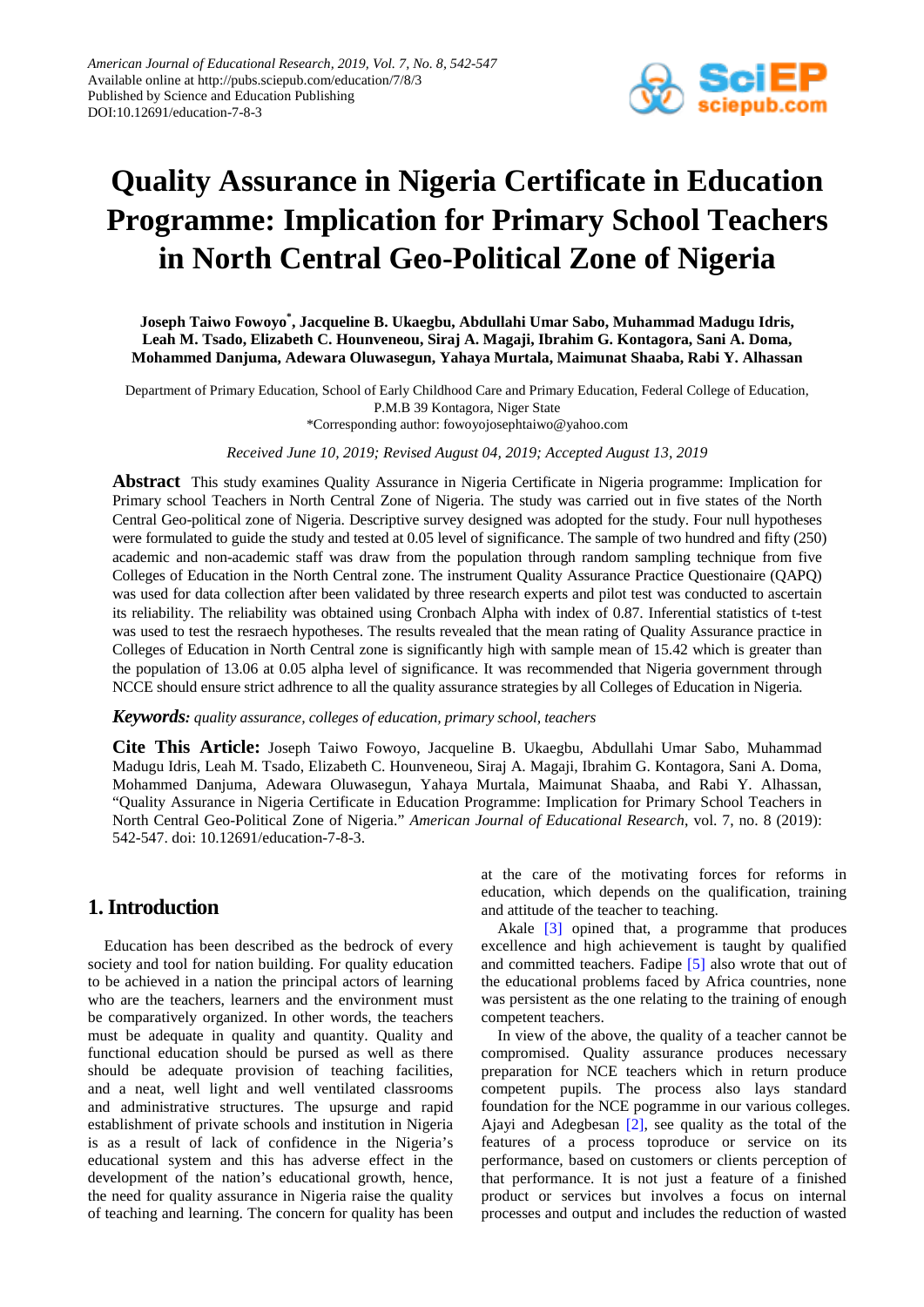# Quality Assurance in Nigeria Certificate in Education Programme: Implication for Primary School Teachers in North Central Geo-Political Zone of Nigeria

**Joseph Taiwo Fowoyo*, Jacqueline B. Ukaegbu, Abdullahi Umar Sabo, Muhammad Madugu Idris, Leah M. Tsado, Elizabeth C. Hounveneou, Siraj A. Magaji, Ibrahim G. Kontagora, Sani A. Doma, Mohammed Danjuma, Adewara Oluwasegun, Yahaya Murtala, Maimunat Shaaba, Rabi Y. Alhassan**

Department of Primary Education, School of Early Childhood Care and Primary Education, Federal College of Education, P.M.B 39 Kontagora, Niger State
*Corresponding author: fowoyojosephtaiwo@yahoo.com

*Received June 10, 2019; Revised August 04, 2019; Accepted August 13, 2019*

**Abstract** This study examines Quality Assurance in Nigeria Certificate in Nigeria programme: Implication for Primary school Teachers in North Central Zone of Nigeria. The study was carried out in five states of the North Central Geo-political zone of Nigeria. Descriptive survey designed was adopted for the study. Four null hypotheses were formulated to guide the study and tested at 0.05 level of significance. The sample of two hundred and fifty (250) academic and non-academic staff was draw from the population through random sampling technique from five Colleges of Education in the North Central zone. The instrument Quality Assurance Practice Questionaire (QAPQ) was used for data collection after been validated by three research experts and pilot test was conducted to ascertain its reliability. The reliability was obtained using Cronbach Alpha with index of 0.87. Inferential statistics of t-test was used to test the resraech hypotheses. The results revealed that the mean rating of Quality Assurance practice in Colleges of Education in North Central zone is significantly high with sample mean of 15.42 which is greater than the population of 13.06 at 0.05 alpha level of significance. It was recommended that Nigeria government through NCCE should ensure strict adhrence to all the quality assurance strategies by all Colleges of Education in Nigeria.

***Keywords:*** *quality assurance, colleges of education, primary school, teachers*

**Cite This Article:** Joseph Taiwo Fowoyo, Jacqueline B. Ukaegbu, Abdullahi Umar Sabo, Muhammad Madugu Idris, Leah M. Tsado, Elizabeth C. Hounveneou, Siraj A. Magaji, Ibrahim G. Kontagora, Sani A. Doma, Mohammed Danjuma, Adewara Oluwasegun, Yahaya Murtala, Maimunat Shaaba, and Rabi Y. Alhassan, "Quality Assurance in Nigeria Certificate in Education Programme: Implication for Primary School Teachers in North Central Geo-Political Zone of Nigeria." *American Journal of Educational Research*, vol. 7, no. 8 (2019): 542-547. doi: 10.12691/education-7-8-3.

## 1. Introduction

Education has been described as the bedrock of every society and tool for nation building. For quality education to be achieved in a nation the principal actors of learning who are the teachers, learners and the environment must be comparatively organized. In other words, the teachers must be adequate in quality and quantity. Quality and functional education should be pursed as well as there should be adequate provision of teaching facilities, and a neat, well light and well ventilated classrooms and administrative structures. The upsurge and rapid establishment of private schools and institution in Nigeria is as a result of lack of confidence in the Nigeria's educational system and this has adverse effect in the development of the nation's educational growth, hence, the need for quality assurance in Nigeria raise the quality of teaching and learning. The concern for quality has been at the care of the motivating forces for reforms in education, which depends on the qualification, training and attitude of the teacher to teaching.

Akale [3] opined that, a programme that produces excellence and high achievement is taught by qualified and committed teachers. Fadipe [5] also wrote that out of the educational problems faced by Africa countries, none was persistent as the one relating to the training of enough competent teachers.

In view of the above, the quality of a teacher cannot be compromised. Quality assurance produces necessary preparation for NCE teachers which in return produce competent pupils. The process also lays standard foundation for the NCE pogramme in our various colleges. Ajayi and Adegbesan [2], see quality as the total of the features of a process toproduce or service on its performance, based on customers or clients perception of that performance. It is not just a feature of a finished product or services but involves a focus on internal processes and output and includes the reduction of wasted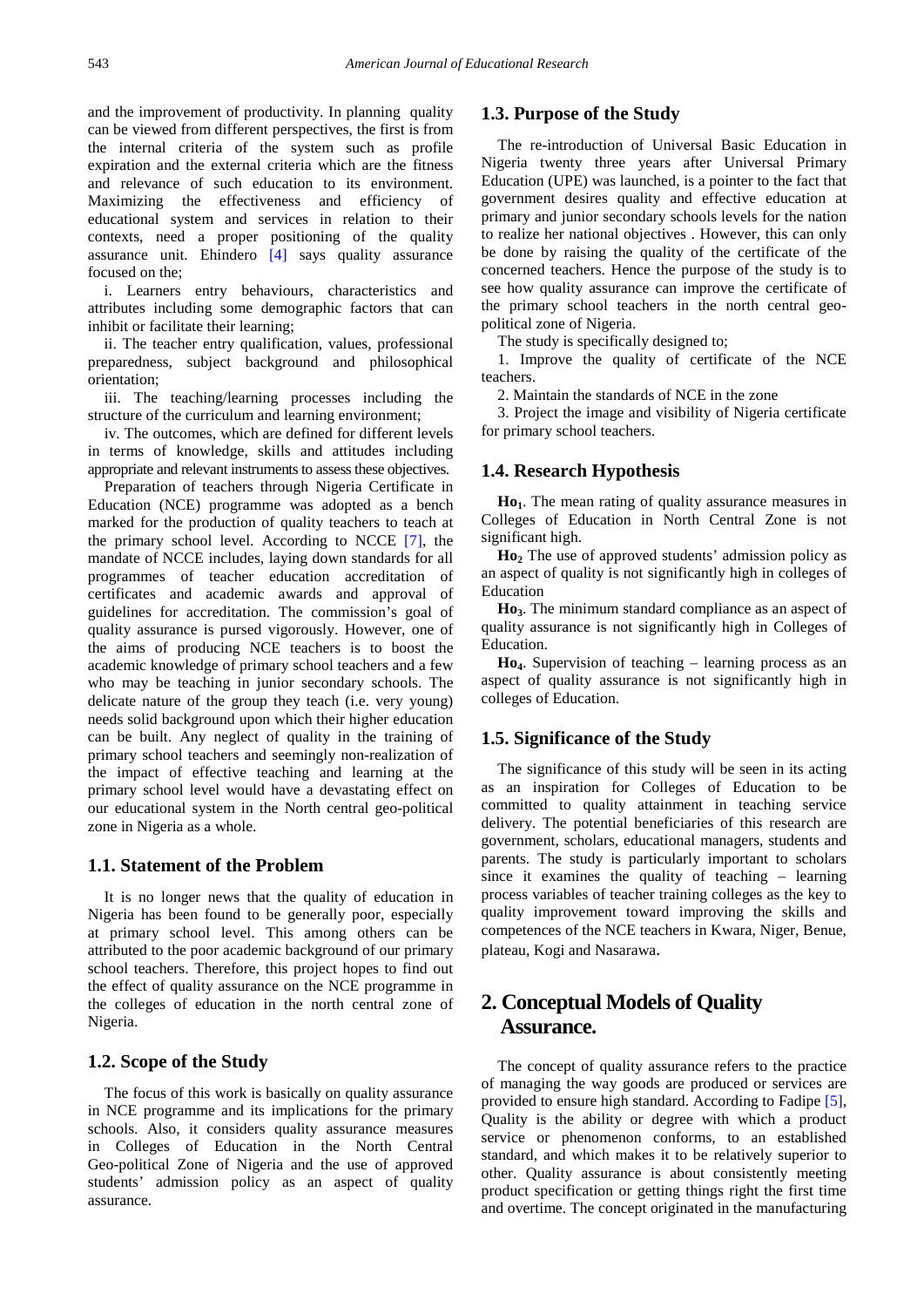and the improvement of productivity. In planning quality can be viewed from different perspectives, the first is from the internal criteria of the system such as profile expiration and the external criteria which are the fitness and relevance of such education to its environment. Maximizing the effectiveness and efficiency of educational system and services in relation to their contexts, need a proper positioning of the quality assurance unit. Ehindero [4] says quality assurance focused on the;

i. Learners entry behaviours, characteristics and attributes including some demographic factors that can inhibit or facilitate their learning;

ii. The teacher entry qualification, values, professional preparedness, subject background and philosophical orientation;

iii. The teaching/learning processes including the structure of the curriculum and learning environment;

iv. The outcomes, which are defined for different levels in terms of knowledge, skills and attitudes including appropriate and relevant instruments to assess these objectives.

Preparation of teachers through Nigeria Certificate in Education (NCE) programme was adopted as a bench marked for the production of quality teachers to teach at the primary school level. According to NCCE [7], the mandate of NCCE includes, laying down standards for all programmes of teacher education accreditation of certificates and academic awards and approval of guidelines for accreditation. The commission's goal of quality assurance is pursed vigorously. However, one of the aims of producing NCE teachers is to boost the academic knowledge of primary school teachers and a few who may be teaching in junior secondary schools. The delicate nature of the group they teach (i.e. very young) needs solid background upon which their higher education can be built. Any neglect of quality in the training of primary school teachers and seemingly non-realization of the impact of effective teaching and learning at the primary school level would have a devastating effect on our educational system in the North central geo-political zone in Nigeria as a whole.

## 1.1. Statement of the Problem

It is no longer news that the quality of education in Nigeria has been found to be generally poor, especially at primary school level. This among others can be attributed to the poor academic background of our primary school teachers. Therefore, this project hopes to find out the effect of quality assurance on the NCE programme in the colleges of education in the north central zone of Nigeria.

## 1.2. Scope of the Study

The focus of this work is basically on quality assurance in NCE programme and its implications for the primary schools. Also, it considers quality assurance measures in Colleges of Education in the North Central Geo-political Zone of Nigeria and the use of approved students' admission policy as an aspect of quality assurance.

## 1.3. Purpose of the Study

The re-introduction of Universal Basic Education in Nigeria twenty three years after Universal Primary Education (UPE) was launched, is a pointer to the fact that government desires quality and effective education at primary and junior secondary schools levels for the nation to realize her national objectives . However, this can only be done by raising the quality of the certificate of the concerned teachers. Hence the purpose of the study is to see how quality assurance can improve the certificate of the primary school teachers in the north central geo-political zone of Nigeria.

The study is specifically designed to;

1. Improve the quality of certificate of the NCE teachers.

2. Maintain the standards of NCE in the zone

3. Project the image and visibility of Nigeria certificate for primary school teachers.

## 1.4. Research Hypothesis

**Ho$_1$**. The mean rating of quality assurance measures in Colleges of Education in North Central Zone is not significant high.

**Ho$_2$** The use of approved students' admission policy as an aspect of quality is not significantly high in colleges of Education

**Ho$_3$**. The minimum standard compliance as an aspect of quality assurance is not significantly high in Colleges of Education.

**Ho$_4$**. Supervision of teaching – learning process as an aspect of quality assurance is not significantly high in colleges of Education.

## 1.5. Significance of the Study

The significance of this study will be seen in its acting as an inspiration for Colleges of Education to be committed to quality attainment in teaching service delivery. The potential beneficiaries of this research are government, scholars, educational managers, students and parents. The study is particularly important to scholars since it examines the quality of teaching – learning process variables of teacher training colleges as the key to quality improvement toward improving the skills and competences of the NCE teachers in Kwara, Niger, Benue, plateau, Kogi and Nasarawa.

# 2. Conceptual Models of Quality Assurance.

The concept of quality assurance refers to the practice of managing the way goods are produced or services are provided to ensure high standard. According to Fadipe [5], Quality is the ability or degree with which a product service or phenomenon conforms, to an established standard, and which makes it to be relatively superior to other. Quality assurance is about consistently meeting product specification or getting things right the first time and overtime. The concept originated in the manufacturing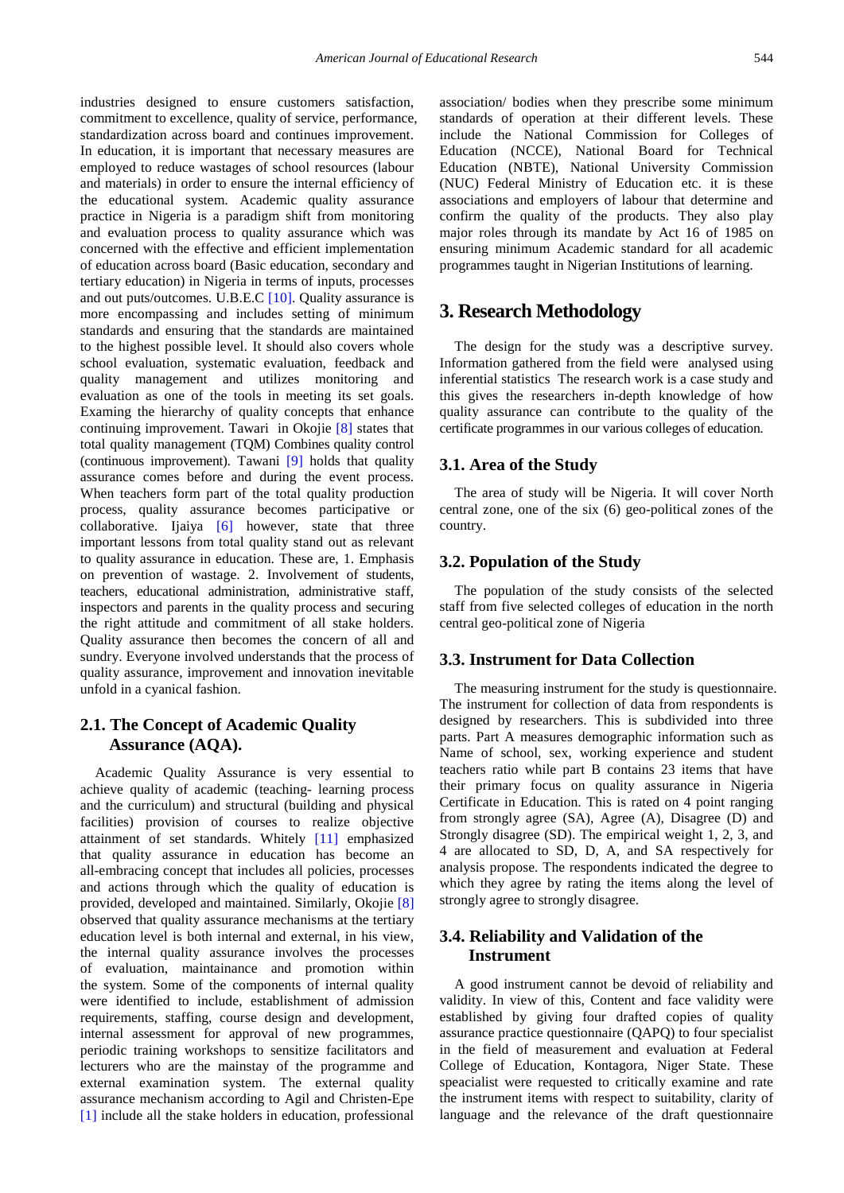industries designed to ensure customers satisfaction, commitment to excellence, quality of service, performance, standardization across board and continues improvement. In education, it is important that necessary measures are employed to reduce wastages of school resources (labour and materials) in order to ensure the internal efficiency of the educational system. Academic quality assurance practice in Nigeria is a paradigm shift from monitoring and evaluation process to quality assurance which was concerned with the effective and efficient implementation of education across board (Basic education, secondary and tertiary education) in Nigeria in terms of inputs, processes and out puts/outcomes. U.B.E.C [10]. Quality assurance is more encompassing and includes setting of minimum standards and ensuring that the standards are maintained to the highest possible level. It should also covers whole school evaluation, systematic evaluation, feedback and quality management and utilizes monitoring and evaluation as one of the tools in meeting its set goals. Examing the hierarchy of quality concepts that enhance continuing improvement. Tawari in Okojie [8] states that total quality management (TQM) Combines quality control (continuous improvement). Tawani [9] holds that quality assurance comes before and during the event process. When teachers form part of the total quality production process, quality assurance becomes participative or collaborative. Ijaiya [6] however, state that three important lessons from total quality stand out as relevant to quality assurance in education. These are, 1. Emphasis on prevention of wastage. 2. Involvement of students, teachers, educational administration, administrative staff, inspectors and parents in the quality process and securing the right attitude and commitment of all stake holders. Quality assurance then becomes the concern of all and sundry. Everyone involved understands that the process of quality assurance, improvement and innovation inevitable unfold in a cyanical fashion.

### 2.1. The Concept of Academic Quality Assurance (AQA).

Academic Quality Assurance is very essential to achieve quality of academic (teaching- learning process and the curriculum) and structural (building and physical facilities) provision of courses to realize objective attainment of set standards. Whitely [11] emphasized that quality assurance in education has become an all-embracing concept that includes all policies, processes and actions through which the quality of education is provided, developed and maintained. Similarly, Okojie [8] observed that quality assurance mechanisms at the tertiary education level is both internal and external, in his view, the internal quality assurance involves the processes of evaluation, maintainance and promotion within the system. Some of the components of internal quality were identified to include, establishment of admission requirements, staffing, course design and development, internal assessment for approval of new programmes, periodic training workshops to sensitize facilitators and lecturers who are the mainstay of the programme and external examination system. The external quality assurance mechanism according to Agil and Christen-Epe [1] include all the stake holders in education, professional association/ bodies when they prescribe some minimum standards of operation at their different levels. These include the National Commission for Colleges of Education (NCCE), National Board for Technical Education (NBTE), National University Commission (NUC) Federal Ministry of Education etc. it is these associations and employers of labour that determine and confirm the quality of the products. They also play major roles through its mandate by Act 16 of 1985 on ensuring minimum Academic standard for all academic programmes taught in Nigerian Institutions of learning.

## 3. Research Methodology

The design for the study was a descriptive survey. Information gathered from the field were analysed using inferential statistics The research work is a case study and this gives the researchers in-depth knowledge of how quality assurance can contribute to the quality of the certificate programmes in our various colleges of education.

### 3.1. Area of the Study

The area of study will be Nigeria. It will cover North central zone, one of the six (6) geo-political zones of the country.

### 3.2. Population of the Study

The population of the study consists of the selected staff from five selected colleges of education in the north central geo-political zone of Nigeria

### 3.3. Instrument for Data Collection

The measuring instrument for the study is questionnaire. The instrument for collection of data from respondents is designed by researchers. This is subdivided into three parts. Part A measures demographic information such as Name of school, sex, working experience and student teachers ratio while part B contains 23 items that have their primary focus on quality assurance in Nigeria Certificate in Education. This is rated on 4 point ranging from strongly agree (SA), Agree (A), Disagree (D) and Strongly disagree (SD). The empirical weight 1, 2, 3, and 4 are allocated to SD, D, A, and SA respectively for analysis propose. The respondents indicated the degree to which they agree by rating the items along the level of strongly agree to strongly disagree.

### 3.4. Reliability and Validation of the Instrument

A good instrument cannot be devoid of reliability and validity. In view of this, Content and face validity were established by giving four drafted copies of quality assurance practice questionnaire (QAPQ) to four specialist in the field of measurement and evaluation at Federal College of Education, Kontagora, Niger State. These speacialist were requested to critically examine and rate the instrument items with respect to suitability, clarity of language and the relevance of the draft questionnaire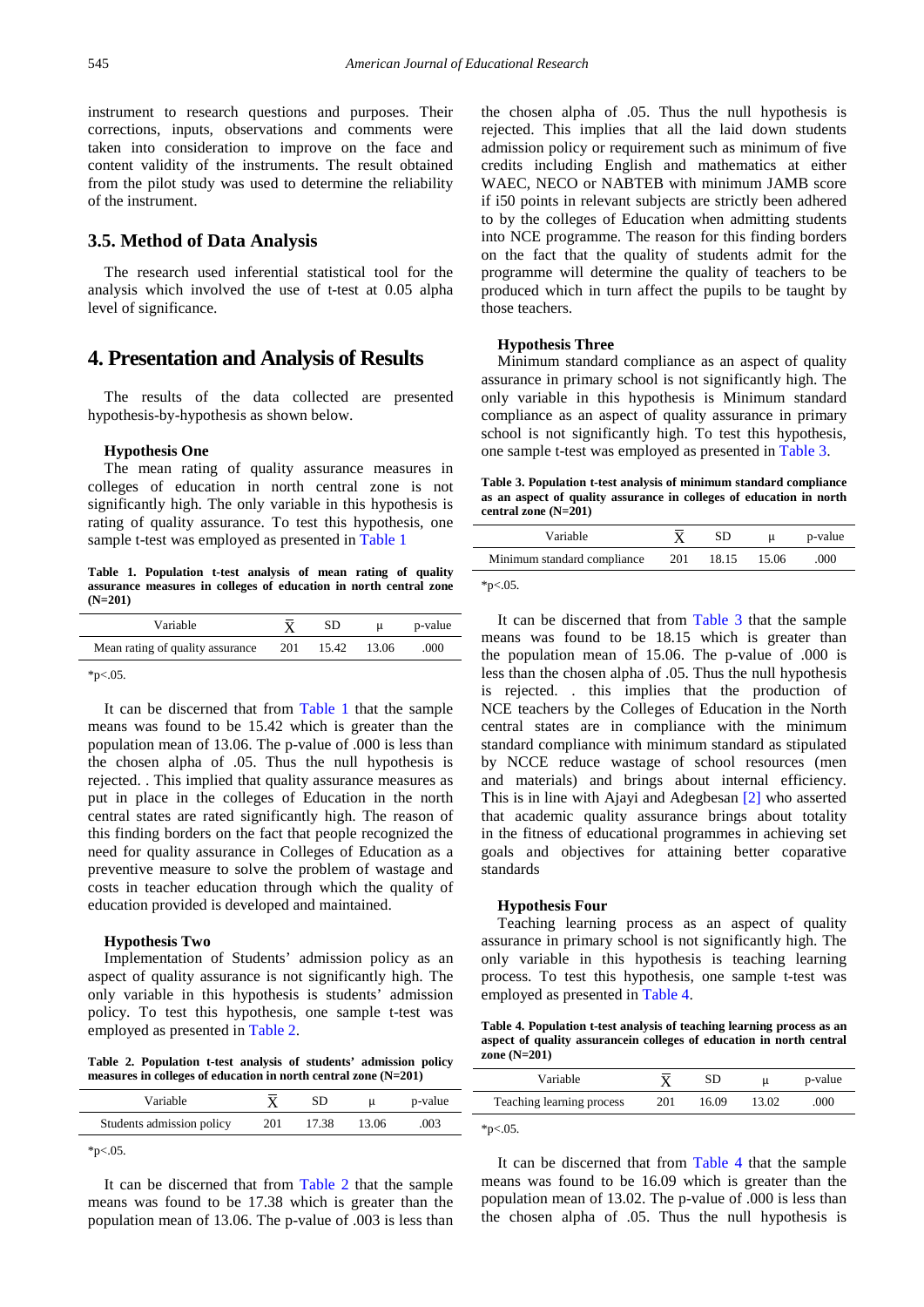instrument to research questions and purposes. Their corrections, inputs, observations and comments were taken into consideration to improve on the face and content validity of the instruments. The result obtained from the pilot study was used to determine the reliability of the instrument.

### 3.5. Method of Data Analysis

The research used inferential statistical tool for the analysis which involved the use of t-test at 0.05 alpha level of significance.

## 4. Presentation and Analysis of Results

The results of the data collected are presented hypothesis-by-hypothesis as shown below.

**Hypothesis One**

The mean rating of quality assurance measures in colleges of education in north central zone is not significantly high. The only variable in this hypothesis is rating of quality assurance. To test this hypothesis, one sample t-test was employed as presented in Table 1

**Table 1. Population t-test analysis of mean rating of quality assurance measures in colleges of education in north central zone (N=201)**

| Variable | $\bar{X}$ | SD | μ | p-value |
|---|---|---|---|---|
| Mean rating of quality assurance | 201 | 15.42 | 13.06 | .000 |

*p<.05.

It can be discerned that from Table 1 that the sample means was found to be 15.42 which is greater than the population mean of 13.06. The p-value of .000 is less than the chosen alpha of .05. Thus the null hypothesis is rejected. . This implied that quality assurance measures as put in place in the colleges of Education in the north central states are rated significantly high. The reason of this finding borders on the fact that people recognized the need for quality assurance in Colleges of Education as a preventive measure to solve the problem of wastage and costs in teacher education through which the quality of education provided is developed and maintained.

**Hypothesis Two**

Implementation of Students' admission policy as an aspect of quality assurance is not significantly high. The only variable in this hypothesis is students' admission policy. To test this hypothesis, one sample t-test was employed as presented in Table 2.

**Table 2. Population t-test analysis of students' admission policy measures in colleges of education in north central zone (N=201)**

| Variable | $\bar{X}$ | SD | μ | p-value |
|---|---|---|---|---|
| Students admission policy | 201 | 17.38 | 13.06 | .003 |

*p<.05.

It can be discerned that from Table 2 that the sample means was found to be 17.38 which is greater than the population mean of 13.06. The p-value of .003 is less than the chosen alpha of .05. Thus the null hypothesis is rejected. This implies that all the laid down students admission policy or requirement such as minimum of five credits including English and mathematics at either WAEC, NECO or NABTEB with minimum JAMB score if i50 points in relevant subjects are strictly been adhered to by the colleges of Education when admitting students into NCE programme. The reason for this finding borders on the fact that the quality of students admit for the programme will determine the quality of teachers to be produced which in turn affect the pupils to be taught by those teachers.

**Hypothesis Three**

Minimum standard compliance as an aspect of quality assurance in primary school is not significantly high. The only variable in this hypothesis is Minimum standard compliance as an aspect of quality assurance in primary school is not significantly high. To test this hypothesis, one sample t-test was employed as presented in Table 3.

**Table 3. Population t-test analysis of minimum standard compliance as an aspect of quality assurance in colleges of education in north central zone (N=201)**

| Variable | $\bar{X}$ | SD | μ | p-value |
|---|---|---|---|---|
| Minimum standard compliance | 201 | 18.15 | 15.06 | .000 |

*p<.05.

It can be discerned that from Table 3 that the sample means was found to be 18.15 which is greater than the population mean of 15.06. The p-value of .000 is less than the chosen alpha of .05. Thus the null hypothesis is rejected. . this implies that the production of NCE teachers by the Colleges of Education in the North central states are in compliance with the minimum standard compliance with minimum standard as stipulated by NCCE reduce wastage of school resources (men and materials) and brings about internal efficiency. This is in line with Ajayi and Adegbesan [2] who asserted that academic quality assurance brings about totality in the fitness of educational programmes in achieving set goals and objectives for attaining better coparative standards

**Hypothesis Four**

Teaching learning process as an aspect of quality assurance in primary school is not significantly high. The only variable in this hypothesis is teaching learning process. To test this hypothesis, one sample t-test was employed as presented in Table 4.

**Table 4. Population t-test analysis of teaching learning process as an aspect of quality assurancein colleges of education in north central zone (N=201)**

| Variable | $\bar{X}$ | SD | μ | p-value |
|---|---|---|---|---|
| Teaching learning process | 201 | 16.09 | 13.02 | .000 |

*p<.05.

It can be discerned that from Table 4 that the sample means was found to be 16.09 which is greater than the population mean of 13.02. The p-value of .000 is less than the chosen alpha of .05. Thus the null hypothesis is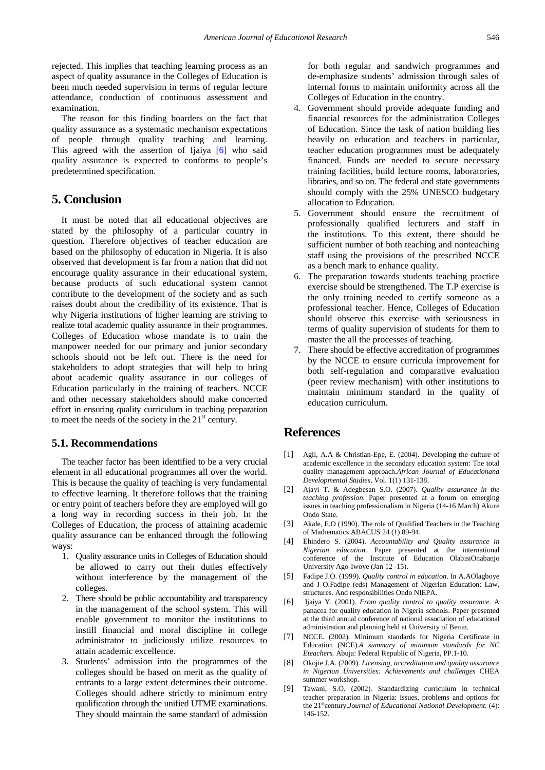rejected. This implies that teaching learning process as an aspect of quality assurance in the Colleges of Education is been much needed supervision in terms of regular lecture attendance, conduction of continuous assessment and examination.

The reason for this finding boarders on the fact that quality assurance as a systematic mechanism expectations of people through quality teaching and learning. This agreed with the assertion of Ijaiya [6] who said quality assurance is expected to conforms to people's predetermined specification.

## 5. Conclusion

It must be noted that all educational objectives are stated by the philosophy of a particular country in question. Therefore objectives of teacher education are based on the philosophy of education in Nigeria. It is also observed that development is far from a nation that did not encourage quality assurance in their educational system, because products of such educational system cannot contribute to the development of the society and as such raises doubt about the credibility of its existence. That is why Nigeria institutions of higher learning are striving to realize total academic quality assurance in their programmes. Colleges of Education whose mandate is to train the manpower needed for our primary and junior secondary schools should not be left out. There is the need for stakeholders to adopt strategies that will help to bring about academic quality assurance in our colleges of Education particularly in the training of teachers. NCCE and other necessary stakeholders should make concerted effort in ensuring quality curriculum in teaching preparation to meet the needs of the society in the 21st century.

### 5.1. Recommendations

The teacher factor has been identified to be a very crucial element in all educational programmes all over the world. This is because the quality of teaching is very fundamental to effective learning. It therefore follows that the training or entry point of teachers before they are employed will go a long way in recording success in their job. In the Colleges of Education, the process of attaining academic quality assurance can be enhanced through the following ways:

1. Quality assurance units in Colleges of Education should be allowed to carry out their duties effectively without interference by the management of the colleges.
2. There should be public accountability and transparency in the management of the school system. This will enable government to monitor the institutions to instill financial and moral discipline in college administrator to judiciously utilize resources to attain academic excellence.
3. Students' admission into the programmes of the colleges should be based on merit as the quality of entrants to a large extent determines their outcome. Colleges should adhere strictly to minimum entry qualification through the unified UTME examinations. They should maintain the same standard of admission for both regular and sandwich programmes and de-emphasize students' admission through sales of internal forms to maintain uniformity across all the Colleges of Education in the country.
4. Government should provide adequate funding and financial resources for the administration Colleges of Education. Since the task of nation building lies heavily on education and teachers in particular, teacher education programmes must be adequately financed. Funds are needed to secure necessary training facilities, build lecture rooms, laboratories, libraries, and so on. The federal and state governments should comply with the 25% UNESCO budgetary allocation to Education.
5. Government should ensure the recruitment of professionally qualified lecturers and staff in the institutions. To this extent, there should be sufficient number of both teaching and nonteaching staff using the provisions of the prescribed NCCE as a bench mark to enhance quality.
6. The preparation towards students teaching practice exercise should be strengthened. The T.P exercise is the only training needed to certify someone as a professional teacher. Hence, Colleges of Education should observe this exercise with seriousness in terms of quality supervision of students for them to master the all the processes of teaching.
7. There should be effective accreditation of programmes by the NCCE to ensure curricula improvement for both self-regulation and comparative evaluation (peer review mechanism) with other institutions to maintain minimum standard in the quality of education curriculum.

## References

[1] Agil, A.A & Christian-Epe, E. (2004). Developing the culture of academic excellence in the secondary education system: The total quality management approach.*African Journal of Educationand Developmental Studies*. Vol. 1(1) 131-138.

[2] Ajayi T. & Adegbesan S.O. (2007). *Quality assurance in the teaching profession*. Paper presented at a forum on emerging issues in teaching professionalism in Nigeria (14-16 March) Akure Ondo State.

[3] Akale, E.O (1990). The role of Qualified Teachers in the Teaching of Mathematics ABACUS 24 (1) 89-94.

[4] Ehindero S. (2004). *Accountability and Quality assurance in Nigerian education*. Paper presented at the international conference of the Institute of Education OlabisiOnabanjo University Ago-Iwoye (Jan 12 -15).

[5] Fadipe J.O. (1999). *Quality control in education*. In A.AOlagboye and J O.Fadipe (eds) Management of Nigerian Education: Law, structures. And responsibilities Ondo NIEPA.

[6] Ijaiya Y. (2001). *From quality control to quality assurance*. A panacea for quality education in Nigeria schools. Paper presented at the third annual conference of national association of educational administration and planning held at University of Benin.

[7] NCCE. (2002). Minimum standards for Nigeria Certificate in Education (NCE).*A summary of minimum standards for NC Eteachers.* Abuja: Federal Republic of Nigeria, PP.1-10.

[8] Okojie J.A. (2009). *Licensing, accreditation and quality assurance in Nigerian Universities: Achievements and challenges* CHEA summer workshop.

[9] Tawani, S.O. (2002). Standardizing curriculum in technical teacher preparation in Nigeria: issues, problems and options for the 21stcentury.*Journal of Educational National Development.* (4): 146-152.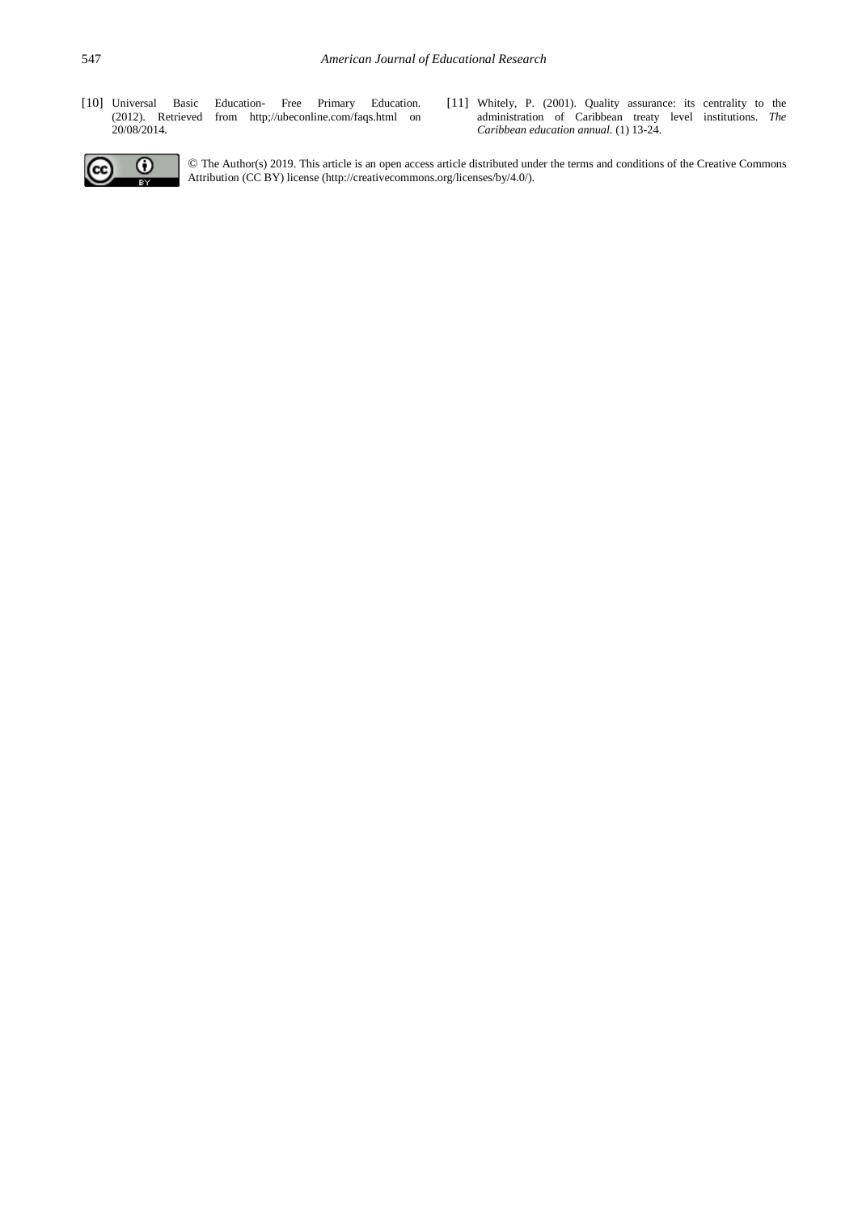[10] Universal Basic Education- Free Primary Education. (2012). Retrieved from http;//ubeconline.com/faqs.html on 20/08/2014.

[11] Whitely, P. (2001). Quality assurance: its centrality to the administration of Caribbean treaty level institutions. *The Caribbean education annual.* (1) 13-24.

© The Author(s) 2019. This article is an open access article distributed under the terms and conditions of the Creative Commons Attribution (CC BY) license (http://creativecommons.org/licenses/by/4.0/).